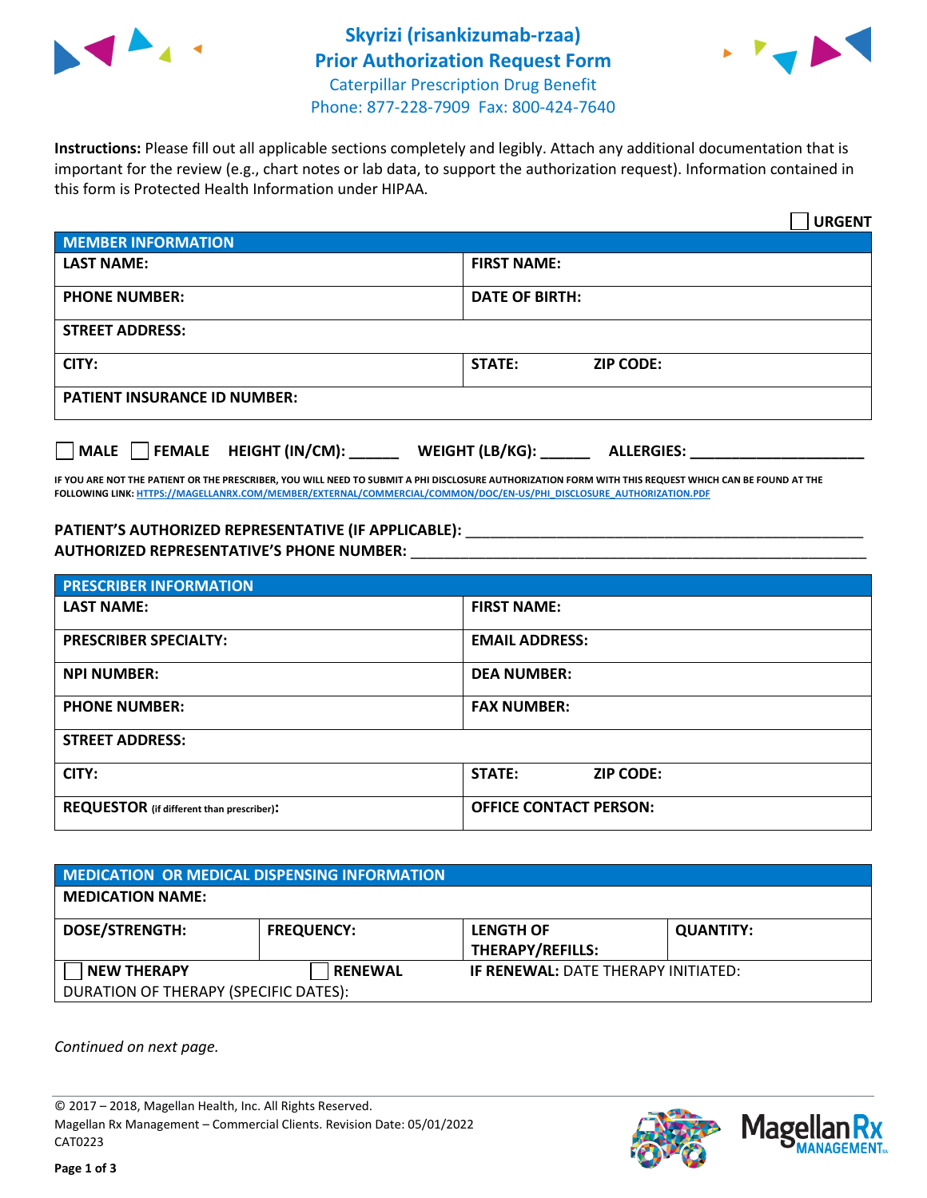# Skyrizi (risankizumab-rzaa)
## Prior Authorization Request Form
Caterpillar Prescription Drug Benefit
Phone: 877-228-7909 Fax: 800-424-7640

**Instructions:** Please fill out all applicable sections completely and legibly. Attach any additional documentation that is important for the review (e.g., chart notes or lab data, to support the authorization request). Information contained in this form is Protected Health Information under HIPAA.

☐ **URGENT**

| **MEMBER INFORMATION** | |
|---|---|
| **LAST NAME:** | **FIRST NAME:** |
| **PHONE NUMBER:** | **DATE OF BIRTH:** |
| **STREET ADDRESS:** | |
| **CITY:** | **STATE:** **ZIP CODE:** |
| **PATIENT INSURANCE ID NUMBER:** | |

☐ **MALE** ☐ **FEMALE** **HEIGHT (IN/CM):** ______ **WEIGHT (LB/KG):** ______ **ALLERGIES:** ____________________

**IF YOU ARE NOT THE PATIENT OR THE PRESCRIBER, YOU WILL NEED TO SUBMIT A PHI DISCLOSURE AUTHORIZATION FORM WITH THIS REQUEST WHICH CAN BE FOUND AT THE FOLLOWING LINK: HTTPS://MAGELLANRX.COM/MEMBER/EXTERNAL/COMMERCIAL/COMMON/DOC/EN-US/PHI_DISCLOSURE_AUTHORIZATION.PDF**

**PATIENT'S AUTHORIZED REPRESENTATIVE (IF APPLICABLE):** ____________________________________________
**AUTHORIZED REPRESENTATIVE'S PHONE NUMBER:** ____________________________________________

| **PRESCRIBER INFORMATION** | |
|---|---|
| **LAST NAME:** | **FIRST NAME:** |
| **PRESCRIBER SPECIALTY:** | **EMAIL ADDRESS:** |
| **NPI NUMBER:** | **DEA NUMBER:** |
| **PHONE NUMBER:** | **FAX NUMBER:** |
| **STREET ADDRESS:** | |
| **CITY:** | **STATE:** **ZIP CODE:** |
| **REQUESTOR** (if different than prescriber)**:** | **OFFICE CONTACT PERSON:** |

| **MEDICATION OR MEDICAL DISPENSING INFORMATION** | | | |
|---|---|---|---|
| **MEDICATION NAME:** | | | |
| **DOSE/STRENGTH:** | **FREQUENCY:** | **LENGTH OF THERAPY/REFILLS:** | **QUANTITY:** |
| ☐ **NEW THERAPY** | ☐ **RENEWAL** | **IF RENEWAL:** DATE THERAPY INITIATED: | |
| DURATION OF THERAPY (SPECIFIC DATES): | | | |

*Continued on next page.*

© 2017 – 2018, Magellan Health, Inc. All Rights Reserved.
Magellan Rx Management – Commercial Clients. Revision Date: 05/01/2022
CAT0223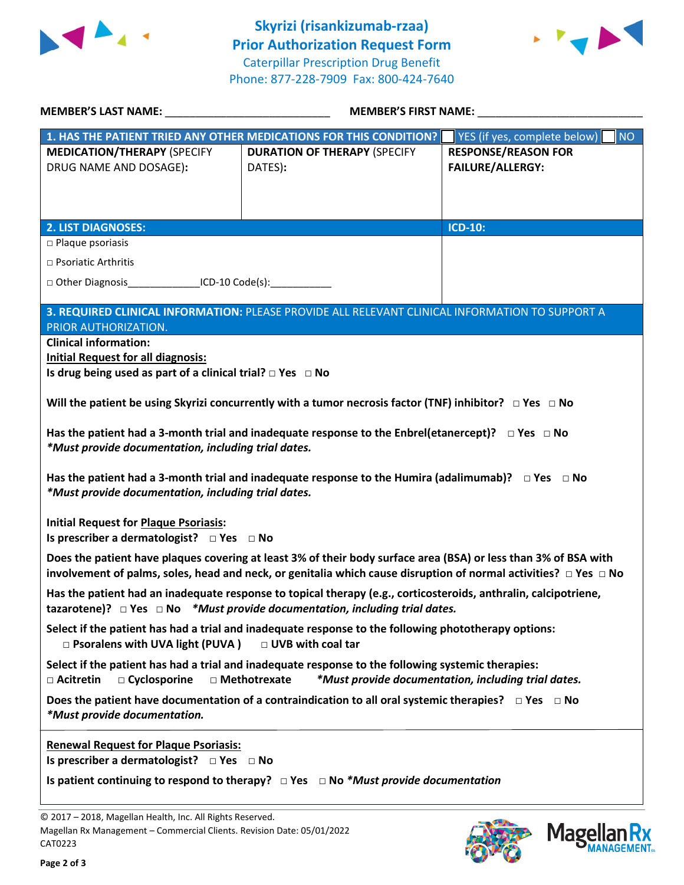# Skyrizi (risankizumab-rzaa) Prior Authorization Request Form

Caterpillar Prescription Drug Benefit
Phone: 877-228-7909 Fax: 800-424-7640

**MEMBER'S LAST NAME:** ___________________________ **MEMBER'S FIRST NAME:** ___________________________

| **1. HAS THE PATIENT TRIED ANY OTHER MEDICATIONS FOR THIS CONDITION?** | | ☐ YES (if yes, complete below) ☐ NO |
|---|---|---|
| **MEDICATION/THERAPY** (SPECIFY DRUG NAME AND DOSAGE): | **DURATION OF THERAPY** (SPECIFY DATES): | **RESPONSE/REASON FOR FAILURE/ALLERGY:** |
| | | |

| **2. LIST DIAGNOSES:** | **ICD-10:** |
|---|---|
| □ Plaque psoriasis<br>□ Psoriatic Arthritis<br>□ Other Diagnosis_____________ICD-10 Code(s):___________ | |

**3. REQUIRED CLINICAL INFORMATION:** PLEASE PROVIDE ALL RELEVANT CLINICAL INFORMATION TO SUPPORT A PRIOR AUTHORIZATION.

**Clinical information:**

**Initial Request for all diagnosis:**

**Is drug being used as part of a clinical trial?** □ Yes □ No

**Will the patient be using Skyrizi concurrently with a tumor necrosis factor (TNF) inhibitor?** □ Yes □ No

**Has the patient had a 3-month trial and inadequate response to the Enbrel(etanercept)?** □ Yes □ No
***Must provide documentation, including trial dates.**

**Has the patient had a 3-month trial and inadequate response to the Humira (adalimumab)?** □ Yes □ No
***Must provide documentation, including trial dates.**

**Initial Request for Plaque Psoriasis:**

**Is prescriber a dermatologist?** □ Yes □ No

**Does the patient have plaques covering at least 3% of their body surface area (BSA) or less than 3% of BSA with involvement of palms, soles, head and neck, or genitalia which cause disruption of normal activities?** □ Yes □ No

**Has the patient had an inadequate response to topical therapy (e.g., corticosteroids, anthralin, calcipotriene, tazarotene)?** □ Yes □ No ***Must provide documentation, including trial dates.**

**Select if the patient has had a trial and inadequate response to the following phototherapy options:**
□ Psoralens with UVA light (PUVA) □ UVB with coal tar

**Select if the patient has had a trial and inadequate response to the following systemic therapies:**
□ Acitretin □ Cyclosporine □ Methotrexate ***Must provide documentation, including trial dates.**

**Does the patient have documentation of a contraindication to all oral systemic therapies?** □ Yes □ No
***Must provide documentation.**

**Renewal Request for Plaque Psoriasis:**

**Is prescriber a dermatologist?** □ Yes □ No

**Is patient continuing to respond to therapy?** □ Yes □ No ***Must provide documentation**

© 2017 – 2018, Magellan Health, Inc. All Rights Reserved.
Magellan Rx Management – Commercial Clients. Revision Date: 05/01/2022
CAT0223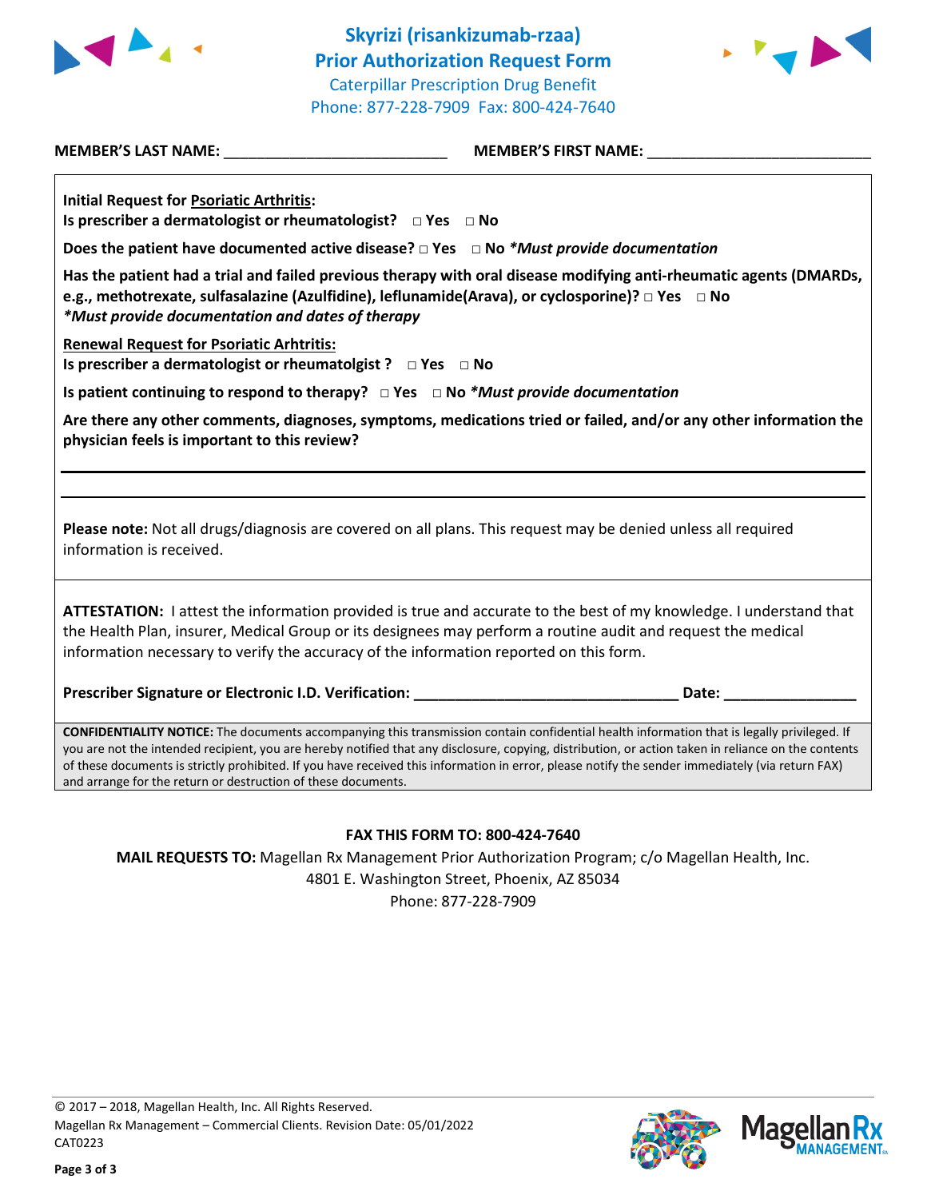# Skyrizi (risankizumab-rzaa)
## Prior Authorization Request Form

Caterpillar Prescription Drug Benefit
Phone: 877-228-7909 Fax: 800-424-7640

**MEMBER'S LAST NAME:** ___________________________ **MEMBER'S FIRST NAME:** ___________________________

**Initial Request for Psoriatic Arthritis:**
**Is prescriber a dermatologist or rheumatologist?** □ **Yes** □ **No**

**Does the patient have documented active disease?** □ **Yes** □ **No** ***Must provide documentation***

**Has the patient had a trial and failed previous therapy with oral disease modifying anti-rheumatic agents (DMARDs, e.g., methotrexate, sulfasalazine (Azulfidine), leflunamide(Arava), or cyclosporine)?** □ **Yes** □ **No**
***Must provide documentation and dates of therapy***

**Renewal Request for Psoriatic Arhtritis:**
**Is prescriber a dermatologist or rheumatolgist ?** □ **Yes** □ **No**

**Is patient continuing to respond to therapy?** □ **Yes** □ **No** ***Must provide documentation***

**Are there any other comments, diagnoses, symptoms, medications tried or failed, and/or any other information the physician feels is important to this review?**

_______________________________________________________________________________

_______________________________________________________________________________

**Please note:** Not all drugs/diagnosis are covered on all plans. This request may be denied unless all required information is received.

**ATTESTATION:** I attest the information provided is true and accurate to the best of my knowledge. I understand that the Health Plan, insurer, Medical Group or its designees may perform a routine audit and request the medical information necessary to verify the accuracy of the information reported on this form.

**Prescriber Signature or Electronic I.D. Verification:** _______________________________ **Date:** _______________

**CONFIDENTIALITY NOTICE:** The documents accompanying this transmission contain confidential health information that is legally privileged. If you are not the intended recipient, you are hereby notified that any disclosure, copying, distribution, or action taken in reliance on the contents of these documents is strictly prohibited. If you have received this information in error, please notify the sender immediately (via return FAX) and arrange for the return or destruction of these documents.

**FAX THIS FORM TO: 800-424-7640**

**MAIL REQUESTS TO:** Magellan Rx Management Prior Authorization Program; c/o Magellan Health, Inc.
4801 E. Washington Street, Phoenix, AZ 85034
Phone: 877-228-7909

© 2017 – 2018, Magellan Health, Inc. All Rights Reserved.
Magellan Rx Management – Commercial Clients. Revision Date: 05/01/2022
CAT0223